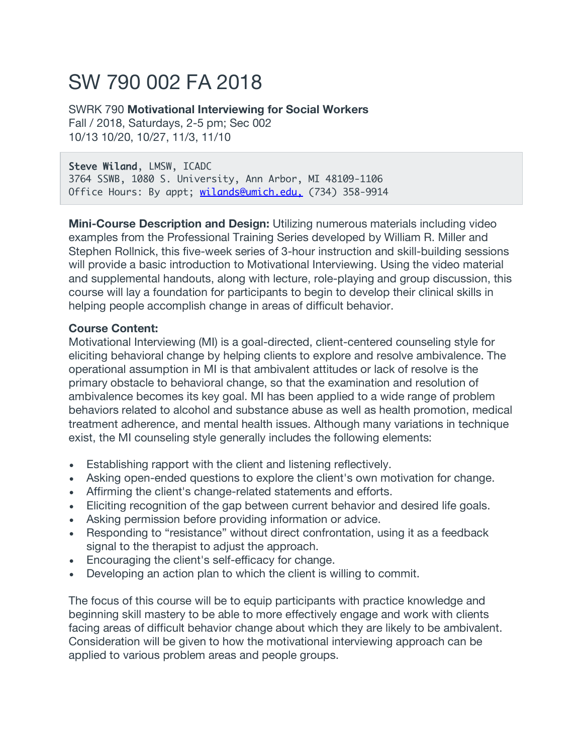# SW 790 002 FA 2018

SWRK 790 **Motivational Interviewing for Social Workers**
Fall / 2018, Saturdays, 2-5 pm; Sec 002
10/13 10/20, 10/27, 11/3, 11/10

```
Steve Wiland, LMSW, ICADC
3764 SSWB, 1080 S. University, Ann Arbor, MI 48109-1106
Office Hours: By appt; wilands@umich.edu, (734) 358-9914
```

**Mini-Course Description and Design:** Utilizing numerous materials including video examples from the Professional Training Series developed by William R. Miller and Stephen Rollnick, this five-week series of 3-hour instruction and skill-building sessions will provide a basic introduction to Motivational Interviewing. Using the video material and supplemental handouts, along with lecture, role-playing and group discussion, this course will lay a foundation for participants to begin to develop their clinical skills in helping people accomplish change in areas of difficult behavior.

**Course Content:**
Motivational Interviewing (MI) is a goal-directed, client-centered counseling style for eliciting behavioral change by helping clients to explore and resolve ambivalence. The operational assumption in MI is that ambivalent attitudes or lack of resolve is the primary obstacle to behavioral change, so that the examination and resolution of ambivalence becomes its key goal. MI has been applied to a wide range of problem behaviors related to alcohol and substance abuse as well as health promotion, medical treatment adherence, and mental health issues. Although many variations in technique exist, the MI counseling style generally includes the following elements:

- Establishing rapport with the client and listening reflectively.
- Asking open-ended questions to explore the client's own motivation for change.
- Affirming the client's change-related statements and efforts.
- Eliciting recognition of the gap between current behavior and desired life goals.
- Asking permission before providing information or advice.
- Responding to "resistance" without direct confrontation, using it as a feedback signal to the therapist to adjust the approach.
- Encouraging the client's self-efficacy for change.
- Developing an action plan to which the client is willing to commit.

The focus of this course will be to equip participants with practice knowledge and beginning skill mastery to be able to more effectively engage and work with clients facing areas of difficult behavior change about which they are likely to be ambivalent. Consideration will be given to how the motivational interviewing approach can be applied to various problem areas and people groups.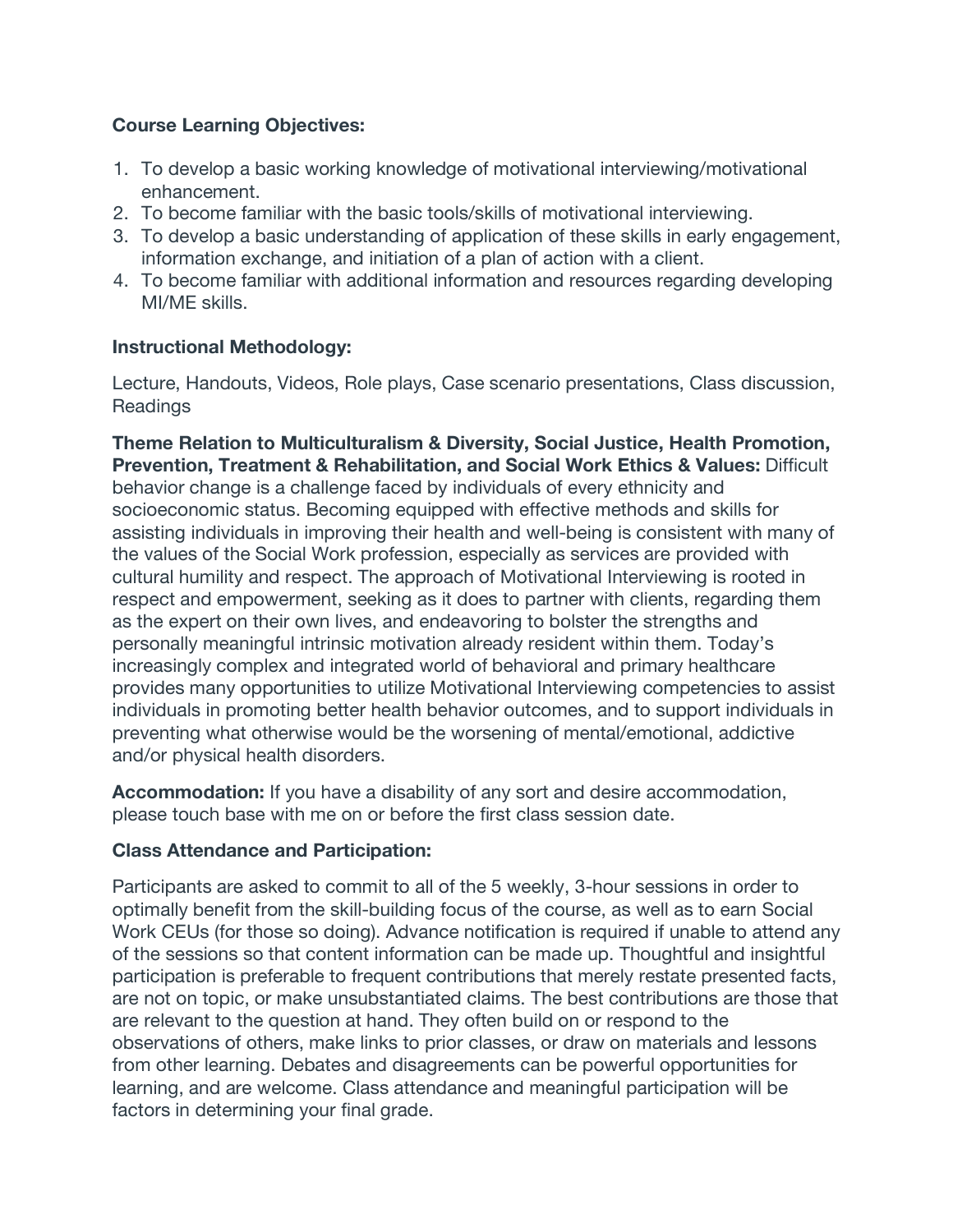**Course Learning Objectives:**

1. To develop a basic working knowledge of motivational interviewing/motivational enhancement.
2. To become familiar with the basic tools/skills of motivational interviewing.
3. To develop a basic understanding of application of these skills in early engagement, information exchange, and initiation of a plan of action with a client.
4. To become familiar with additional information and resources regarding developing MI/ME skills.

**Instructional Methodology:**

Lecture, Handouts, Videos, Role plays, Case scenario presentations, Class discussion, Readings

**Theme Relation to Multiculturalism & Diversity, Social Justice, Health Promotion, Prevention, Treatment & Rehabilitation, and Social Work Ethics & Values:** Difficult behavior change is a challenge faced by individuals of every ethnicity and socioeconomic status. Becoming equipped with effective methods and skills for assisting individuals in improving their health and well-being is consistent with many of the values of the Social Work profession, especially as services are provided with cultural humility and respect. The approach of Motivational Interviewing is rooted in respect and empowerment, seeking as it does to partner with clients, regarding them as the expert on their own lives, and endeavoring to bolster the strengths and personally meaningful intrinsic motivation already resident within them. Today's increasingly complex and integrated world of behavioral and primary healthcare provides many opportunities to utilize Motivational Interviewing competencies to assist individuals in promoting better health behavior outcomes, and to support individuals in preventing what otherwise would be the worsening of mental/emotional, addictive and/or physical health disorders.

**Accommodation:** If you have a disability of any sort and desire accommodation, please touch base with me on or before the first class session date.

**Class Attendance and Participation:**

Participants are asked to commit to all of the 5 weekly, 3-hour sessions in order to optimally benefit from the skill-building focus of the course, as well as to earn Social Work CEUs (for those so doing). Advance notification is required if unable to attend any of the sessions so that content information can be made up. Thoughtful and insightful participation is preferable to frequent contributions that merely restate presented facts, are not on topic, or make unsubstantiated claims. The best contributions are those that are relevant to the question at hand. They often build on or respond to the observations of others, make links to prior classes, or draw on materials and lessons from other learning. Debates and disagreements can be powerful opportunities for learning, and are welcome. Class attendance and meaningful participation will be factors in determining your final grade.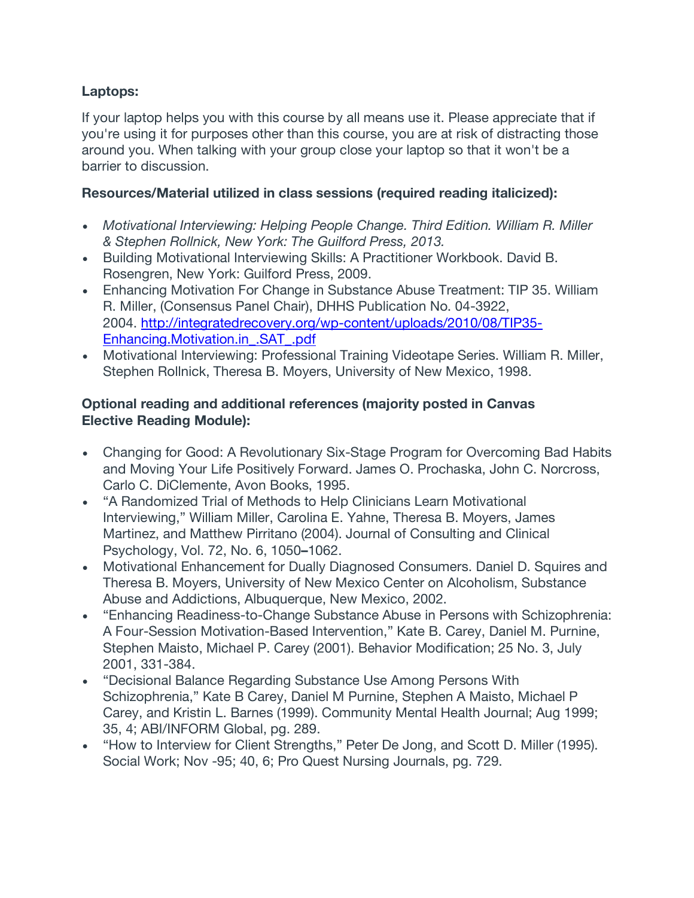**Laptops:**

If your laptop helps you with this course by all means use it. Please appreciate that if you're using it for purposes other than this course, you are at risk of distracting those around you. When talking with your group close your laptop so that it won't be a barrier to discussion.

**Resources/Material utilized in class sessions (required reading italicized):**

- *Motivational Interviewing: Helping People Change. Third Edition. William R. Miller & Stephen Rollnick, New York: The Guilford Press, 2013.*
- Building Motivational Interviewing Skills: A Practitioner Workbook. David B. Rosengren, New York: Guilford Press, 2009.
- Enhancing Motivation For Change in Substance Abuse Treatment: TIP 35. William R. Miller, (Consensus Panel Chair), DHHS Publication No. 04-3922, 2004. [http://integratedrecovery.org/wp-content/uploads/2010/08/TIP35-Enhancing.Motivation.in_.SAT_.pdf](http://integratedrecovery.org/wp-content/uploads/2010/08/TIP35-Enhancing.Motivation.in_.SAT_.pdf)
- Motivational Interviewing: Professional Training Videotape Series. William R. Miller, Stephen Rollnick, Theresa B. Moyers, University of New Mexico, 1998.

**Optional reading and additional references (majority posted in Canvas Elective Reading Module):**

- Changing for Good: A Revolutionary Six-Stage Program for Overcoming Bad Habits and Moving Your Life Positively Forward. James O. Prochaska, John C. Norcross, Carlo C. DiClemente, Avon Books, 1995.
- "A Randomized Trial of Methods to Help Clinicians Learn Motivational Interviewing," William Miller, Carolina E. Yahne, Theresa B. Moyers, James Martinez, and Matthew Pirritano (2004). Journal of Consulting and Clinical Psychology, Vol. 72, No. 6, 1050–1062.
- Motivational Enhancement for Dually Diagnosed Consumers. Daniel D. Squires and Theresa B. Moyers, University of New Mexico Center on Alcoholism, Substance Abuse and Addictions, Albuquerque, New Mexico, 2002.
- "Enhancing Readiness-to-Change Substance Abuse in Persons with Schizophrenia: A Four-Session Motivation-Based Intervention," Kate B. Carey, Daniel M. Purnine, Stephen Maisto, Michael P. Carey (2001). Behavior Modification; 25 No. 3, July 2001, 331-384.
- "Decisional Balance Regarding Substance Use Among Persons With Schizophrenia," Kate B Carey, Daniel M Purnine, Stephen A Maisto, Michael P Carey, and Kristin L. Barnes (1999). Community Mental Health Journal; Aug 1999; 35, 4; ABI/INFORM Global, pg. 289.
- "How to Interview for Client Strengths," Peter De Jong, and Scott D. Miller (1995). Social Work; Nov -95; 40, 6; Pro Quest Nursing Journals, pg. 729.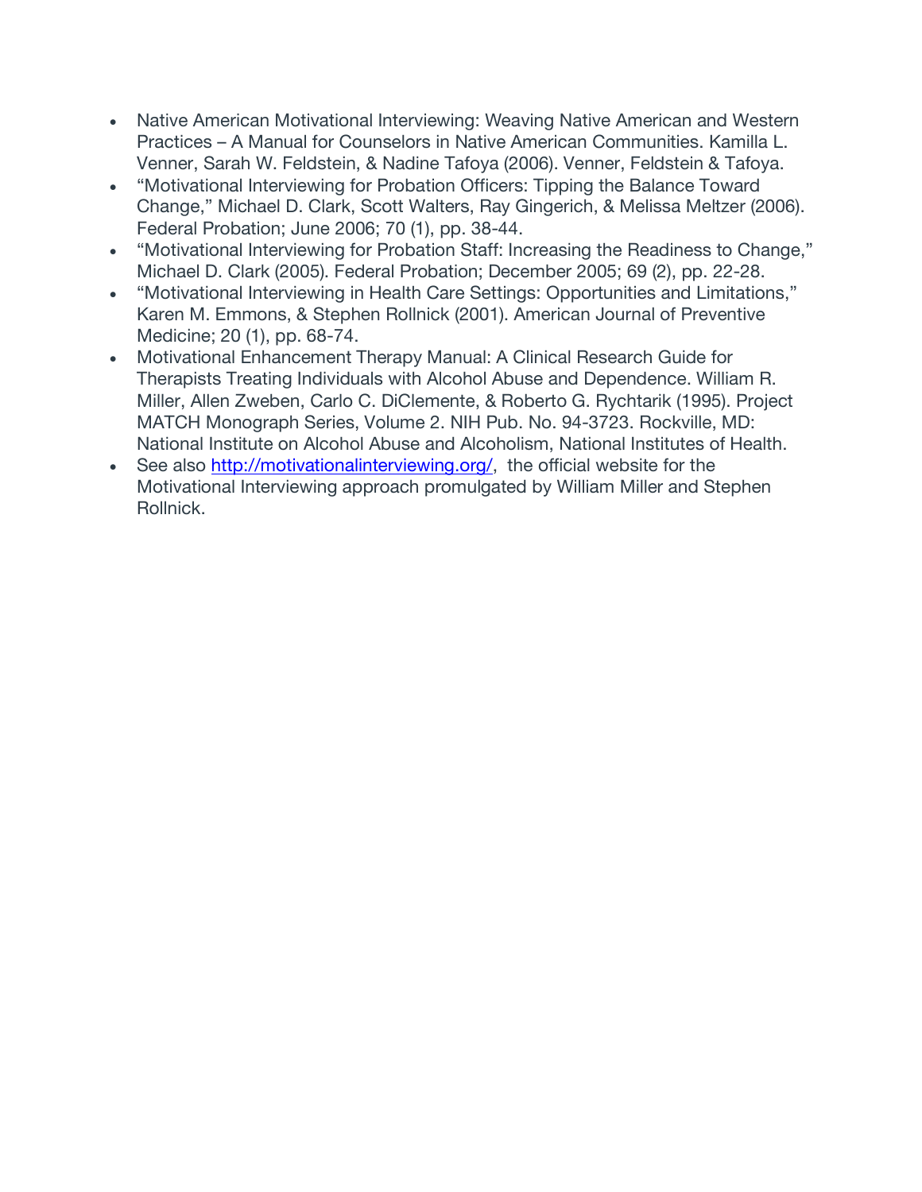- Native American Motivational Interviewing: Weaving Native American and Western Practices – A Manual for Counselors in Native American Communities. Kamilla L. Venner, Sarah W. Feldstein, & Nadine Tafoya (2006). Venner, Feldstein & Tafoya.
- "Motivational Interviewing for Probation Officers: Tipping the Balance Toward Change," Michael D. Clark, Scott Walters, Ray Gingerich, & Melissa Meltzer (2006). Federal Probation; June 2006; 70 (1), pp. 38-44.
- "Motivational Interviewing for Probation Staff: Increasing the Readiness to Change," Michael D. Clark (2005). Federal Probation; December 2005; 69 (2), pp. 22-28.
- "Motivational Interviewing in Health Care Settings: Opportunities and Limitations," Karen M. Emmons, & Stephen Rollnick (2001). American Journal of Preventive Medicine; 20 (1), pp. 68-74.
- Motivational Enhancement Therapy Manual: A Clinical Research Guide for Therapists Treating Individuals with Alcohol Abuse and Dependence. William R. Miller, Allen Zweben, Carlo C. DiClemente, & Roberto G. Rychtarik (1995). Project MATCH Monograph Series, Volume 2. NIH Pub. No. 94-3723. Rockville, MD: National Institute on Alcohol Abuse and Alcoholism, National Institutes of Health.
- See also [http://motivationalinterviewing.org/](http://motivationalinterviewing.org/), the official website for the Motivational Interviewing approach promulgated by William Miller and Stephen Rollnick.